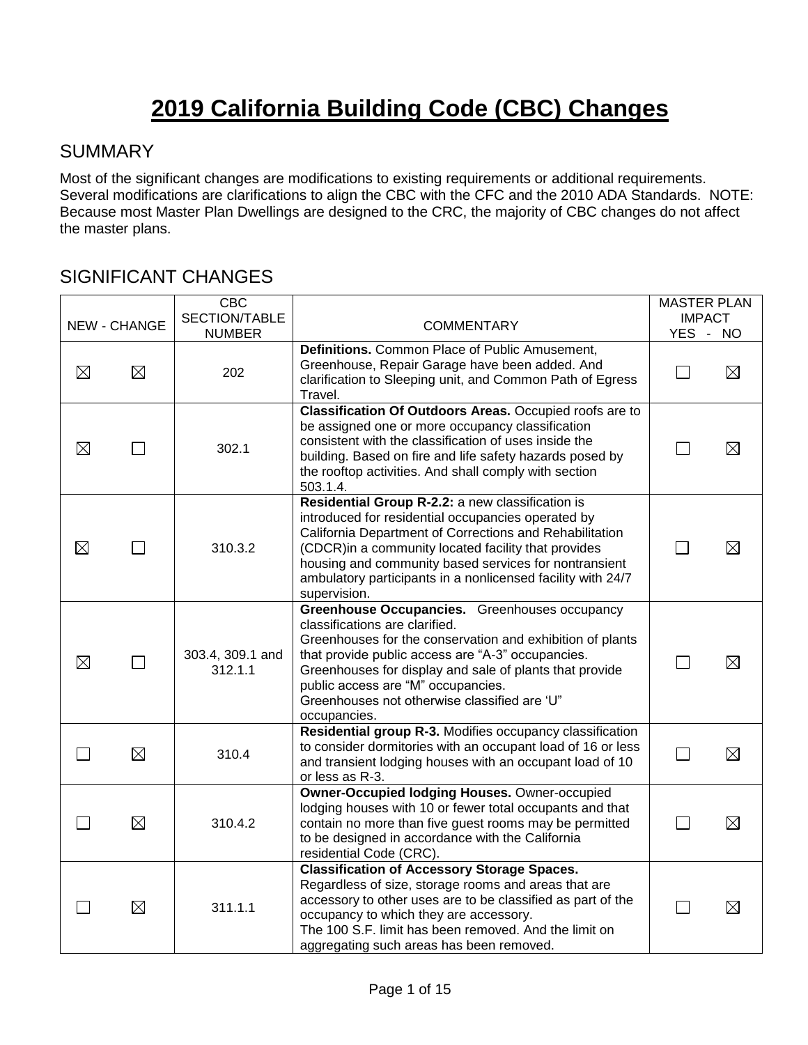# 2019 California Building Code (CBC) Changes

## SUMMARY

Most of the significant changes are modifications to existing requirements or additional requirements. Several modifications are clarifications to align the CBC with the CFC and the 2010 ADA Standards. NOTE: Because most Master Plan Dwellings are designed to the CRC, the majority of CBC changes do not affect the master plans.

## SIGNIFICANT CHANGES

| NEW | CHANGE | CBC SECTION/TABLE NUMBER | COMMENTARY | MASTER PLAN IMPACT YES | NO |
|---|---|---|---|---|---|
| ☒ | ☒ | 202 | **Definitions.** Common Place of Public Amusement, Greenhouse, Repair Garage have been added. And clarification to Sleeping unit, and Common Path of Egress Travel. | ☐ | ☒ |
| ☒ | ☐ | 302.1 | **Classification Of Outdoors Areas.** Occupied roofs are to be assigned one or more occupancy classification consistent with the classification of uses inside the building. Based on fire and life safety hazards posed by the rooftop activities. And shall comply with section 503.1.4. | ☐ | ☒ |
| ☒ | ☐ | 310.3.2 | **Residential Group R-2.2:** a new classification is introduced for residential occupancies operated by California Department of Corrections and Rehabilitation (CDCR)in a community located facility that provides housing and community based services for nontransient ambulatory participants in a nonlicensed facility with 24/7 supervision. | ☐ | ☒ |
| ☒ | ☐ | 303.4, 309.1 and 312.1.1 | **Greenhouse Occupancies.** Greenhouses occupancy classifications are clarified.<br>Greenhouses for the conservation and exhibition of plants that provide public access are "A-3" occupancies.<br>Greenhouses for display and sale of plants that provide public access are "M" occupancies.<br>Greenhouses not otherwise classified are 'U" occupancies. | ☐ | ☒ |
| ☐ | ☒ | 310.4 | **Residential group R-3.** Modifies occupancy classification to consider dormitories with an occupant load of 16 or less and transient lodging houses with an occupant load of 10 or less as R-3. | ☐ | ☒ |
| ☐ | ☒ | 310.4.2 | **Owner-Occupied lodging Houses.** Owner-occupied lodging houses with 10 or fewer total occupants and that contain no more than five guest rooms may be permitted to be designed in accordance with the California residential Code (CRC). | ☐ | ☒ |
| ☐ | ☒ | 311.1.1 | **Classification of Accessory Storage Spaces.** Regardless of size, storage rooms and areas that are accessory to other uses are to be classified as part of the occupancy to which they are accessory.<br>The 100 S.F. limit has been removed. And the limit on aggregating such areas has been removed. | ☐ | ☒ |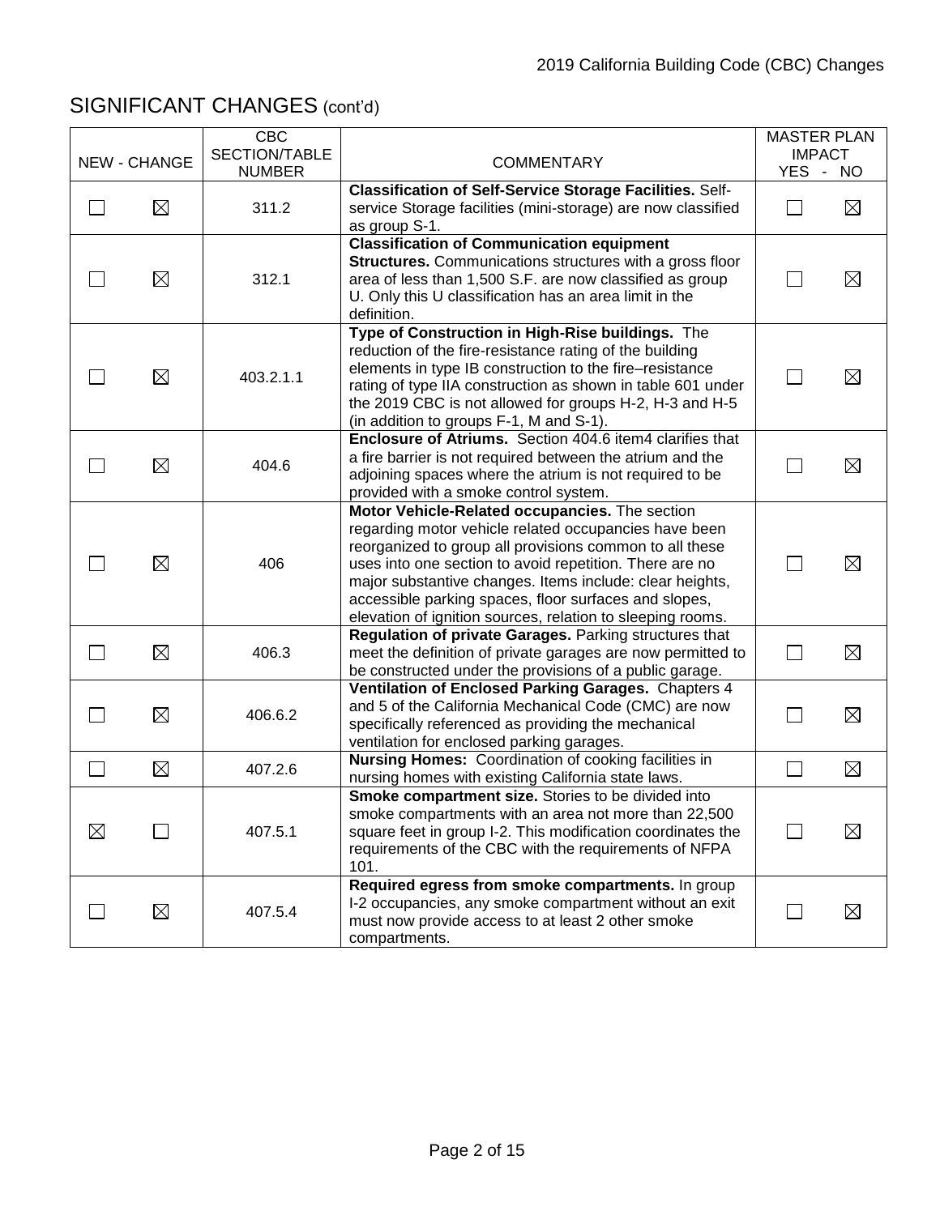## SIGNIFICANT CHANGES (cont'd)

| NEW | CHANGE | CBC SECTION/TABLE NUMBER | COMMENTARY | MASTER PLAN IMPACT YES | NO |
|---|---|---|---|---|---|
| ☐ | ☒ | 311.2 | **Classification of Self-Service Storage Facilities.** Self-service Storage facilities (mini-storage) are now classified as group S-1. | ☐ | ☒ |
| ☐ | ☒ | 312.1 | **Classification of Communication equipment Structures.** Communications structures with a gross floor area of less than 1,500 S.F. are now classified as group U. Only this U classification has an area limit in the definition. | ☐ | ☒ |
| ☐ | ☒ | 403.2.1.1 | **Type of Construction in High-Rise buildings.** The reduction of the fire-resistance rating of the building elements in type IB construction to the fire–resistance rating of type IIA construction as shown in table 601 under the 2019 CBC is not allowed for groups H-2, H-3 and H-5 (in addition to groups F-1, M and S-1). | ☐ | ☒ |
| ☐ | ☒ | 404.6 | **Enclosure of Atriums.** Section 404.6 item4 clarifies that a fire barrier is not required between the atrium and the adjoining spaces where the atrium is not required to be provided with a smoke control system. | ☐ | ☒ |
| ☐ | ☒ | 406 | **Motor Vehicle-Related occupancies.** The section regarding motor vehicle related occupancies have been reorganized to group all provisions common to all these uses into one section to avoid repetition. There are no major substantive changes. Items include: clear heights, accessible parking spaces, floor surfaces and slopes, elevation of ignition sources, relation to sleeping rooms. | ☐ | ☒ |
| ☐ | ☒ | 406.3 | **Regulation of private Garages.** Parking structures that meet the definition of private garages are now permitted to be constructed under the provisions of a public garage. | ☐ | ☒ |
| ☐ | ☒ | 406.6.2 | **Ventilation of Enclosed Parking Garages.** Chapters 4 and 5 of the California Mechanical Code (CMC) are now specifically referenced as providing the mechanical ventilation for enclosed parking garages. | ☐ | ☒ |
| ☐ | ☒ | 407.2.6 | **Nursing Homes:** Coordination of cooking facilities in nursing homes with existing California state laws. | ☐ | ☒ |
| ☒ | ☐ | 407.5.1 | **Smoke compartment size.** Stories to be divided into smoke compartments with an area not more than 22,500 square feet in group I-2. This modification coordinates the requirements of the CBC with the requirements of NFPA 101. | ☐ | ☒ |
| ☐ | ☒ | 407.5.4 | **Required egress from smoke compartments.** In group I-2 occupancies, any smoke compartment without an exit must now provide access to at least 2 other smoke compartments. | ☐ | ☒ |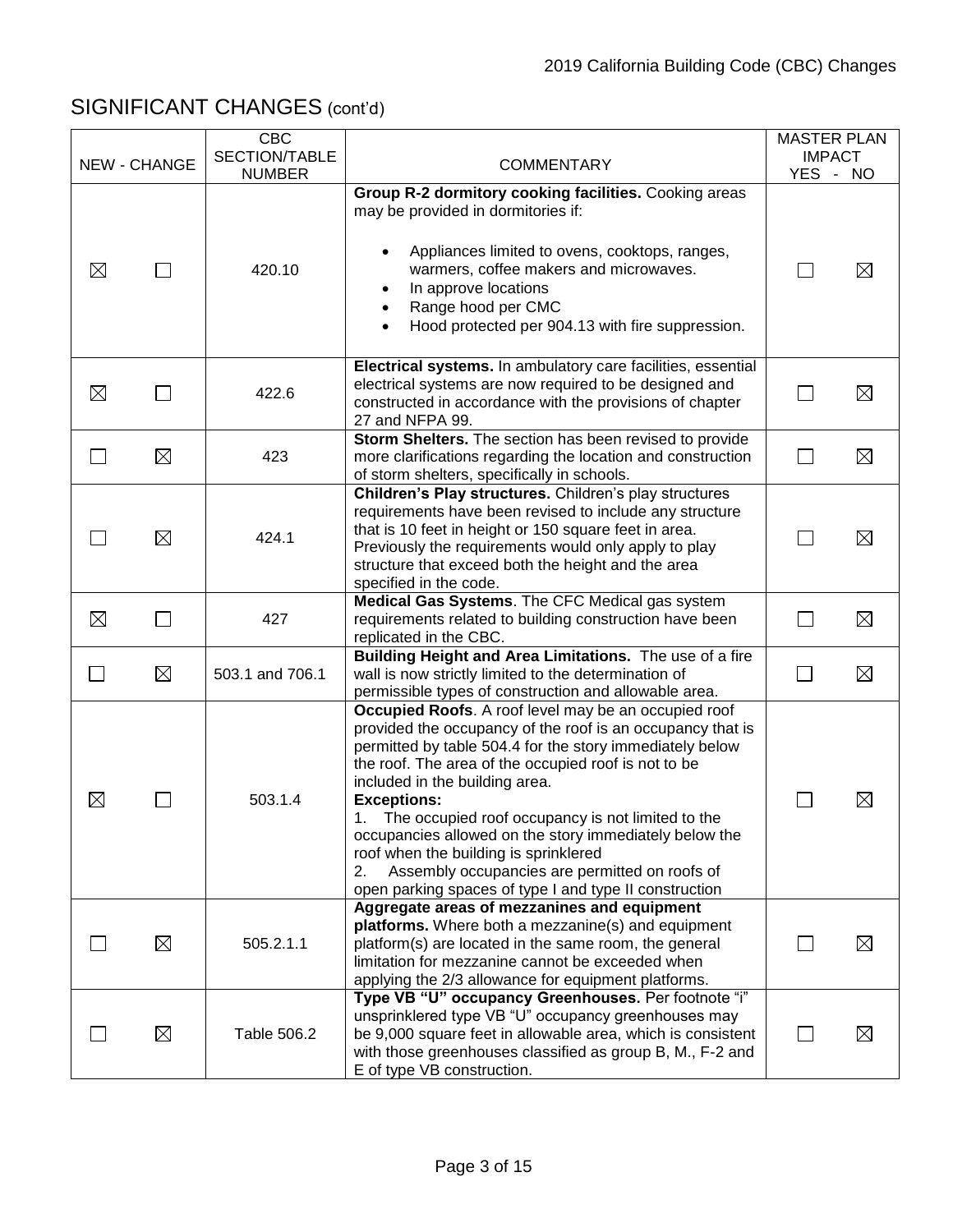## SIGNIFICANT CHANGES (cont'd)

| NEW | CHANGE | CBC SECTION/TABLE NUMBER | COMMENTARY | MASTER PLAN IMPACT YES | NO |
|---|---|---|---|---|---|
| ☒ | ☐ | 420.10 | **Group R-2 dormitory cooking facilities.** Cooking areas may be provided in dormitories if:<br>• Appliances limited to ovens, cooktops, ranges, warmers, coffee makers and microwaves.<br>• In approve locations<br>• Range hood per CMC<br>• Hood protected per 904.13 with fire suppression. | ☐ | ☒ |
| ☒ | ☐ | 422.6 | **Electrical systems.** In ambulatory care facilities, essential electrical systems are now required to be designed and constructed in accordance with the provisions of chapter 27 and NFPA 99. | ☐ | ☒ |
| ☐ | ☒ | 423 | **Storm Shelters.** The section has been revised to provide more clarifications regarding the location and construction of storm shelters, specifically in schools. | ☐ | ☒ |
| ☐ | ☒ | 424.1 | **Children's Play structures.** Children's play structures requirements have been revised to include any structure that is 10 feet in height or 150 square feet in area. Previously the requirements would only apply to play structure that exceed both the height and the area specified in the code. | ☐ | ☒ |
| ☒ | ☐ | 427 | **Medical Gas Systems**. The CFC Medical gas system requirements related to building construction have been replicated in the CBC. | ☐ | ☒ |
| ☐ | ☒ | 503.1 and 706.1 | **Building Height and Area Limitations.** The use of a fire wall is now strictly limited to the determination of permissible types of construction and allowable area. | ☐ | ☒ |
| ☒ | ☐ | 503.1.4 | **Occupied Roofs**. A roof level may be an occupied roof provided the occupancy of the roof is an occupancy that is permitted by table 504.4 for the story immediately below the roof. The area of the occupied roof is not to be included in the building area.<br>**Exceptions:**<br>1. The occupied roof occupancy is not limited to the occupancies allowed on the story immediately below the roof when the building is sprinklered<br>2. Assembly occupancies are permitted on roofs of open parking spaces of type I and type II construction | ☐ | ☒ |
| ☐ | ☒ | 505.2.1.1 | **Aggregate areas of mezzanines and equipment platforms.** Where both a mezzanine(s) and equipment platform(s) are located in the same room, the general limitation for mezzanine cannot be exceeded when applying the 2/3 allowance for equipment platforms. | ☐ | ☒ |
| ☐ | ☒ | Table 506.2 | **Type VB "U" occupancy Greenhouses.** Per footnote "i" unsprinklered type VB "U" occupancy greenhouses may be 9,000 square feet in allowable area, which is consistent with those greenhouses classified as group B, M., F-2 and E of type VB construction. | ☐ | ☒ |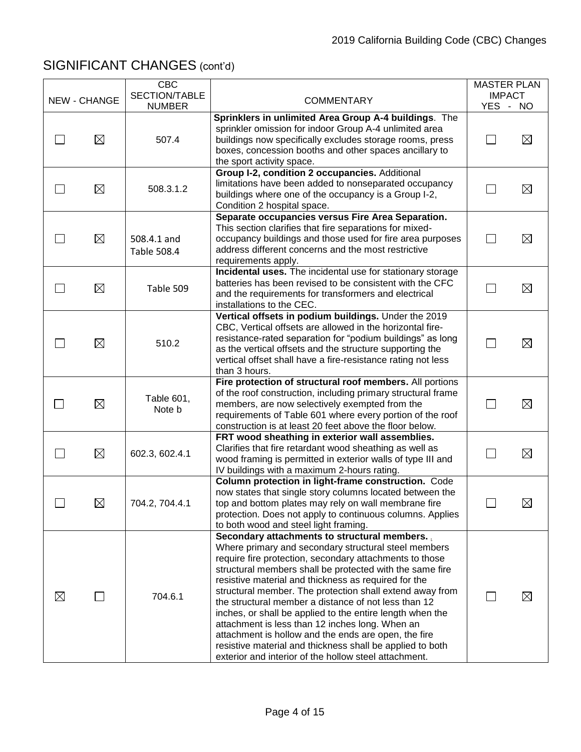## SIGNIFICANT CHANGES (cont'd)

| NEW | CHANGE | CBC SECTION/TABLE NUMBER | COMMENTARY | MASTER PLAN IMPACT YES | NO |
|---|---|---|---|---|---|
| ☐ | ☒ | 507.4 | **Sprinklers in unlimited Area Group A-4 buildings**. The sprinkler omission for indoor Group A-4 unlimited area buildings now specifically excludes storage rooms, press boxes, concession booths and other spaces ancillary to the sport activity space. | ☐ | ☒ |
| ☐ | ☒ | 508.3.1.2 | **Group I-2, condition 2 occupancies.** Additional limitations have been added to nonseparated occupancy buildings where one of the occupancy is a Group I-2, Condition 2 hospital space. | ☐ | ☒ |
| ☐ | ☒ | 508.4.1 and Table 508.4 | **Separate occupancies versus Fire Area Separation.** This section clarifies that fire separations for mixed-occupancy buildings and those used for fire area purposes address different concerns and the most restrictive requirements apply. | ☐ | ☒ |
| ☐ | ☒ | Table 509 | **Incidental uses.** The incidental use for stationary storage batteries has been revised to be consistent with the CFC and the requirements for transformers and electrical installations to the CEC. | ☐ | ☒ |
| ☐ | ☒ | 510.2 | **Vertical offsets in podium buildings.** Under the 2019 CBC, Vertical offsets are allowed in the horizontal fire-resistance-rated separation for "podium buildings" as long as the vertical offsets and the structure supporting the vertical offset shall have a fire-resistance rating not less than 3 hours. | ☐ | ☒ |
| ☐ | ☒ | Table 601, Note b | **Fire protection of structural roof members.** All portions of the roof construction, including primary structural frame members, are now selectively exempted from the requirements of Table 601 where every portion of the roof construction is at least 20 feet above the floor below. | ☐ | ☒ |
| ☐ | ☒ | 602.3, 602.4.1 | **FRT wood sheathing in exterior wall assemblies.** Clarifies that fire retardant wood sheathing as well as wood framing is permitted in exterior walls of type III and IV buildings with a maximum 2-hours rating. | ☐ | ☒ |
| ☐ | ☒ | 704.2, 704.4.1 | **Column protection in light-frame construction.** Code now states that single story columns located between the top and bottom plates may rely on wall membrane fire protection. Does not apply to continuous columns. Applies to both wood and steel light framing. | ☐ | ☒ |
| ☒ | ☐ | 704.6.1 | **Secondary attachments to structural members.** Where primary and secondary structural steel members require fire protection, secondary attachments to those structural members shall be protected with the same fire resistive material and thickness as required for the structural member. The protection shall extend away from the structural member a distance of not less than 12 inches, or shall be applied to the entire length when the attachment is less than 12 inches long. When an attachment is hollow and the ends are open, the fire resistive material and thickness shall be applied to both exterior and interior of the hollow steel attachment. | ☐ | ☒ |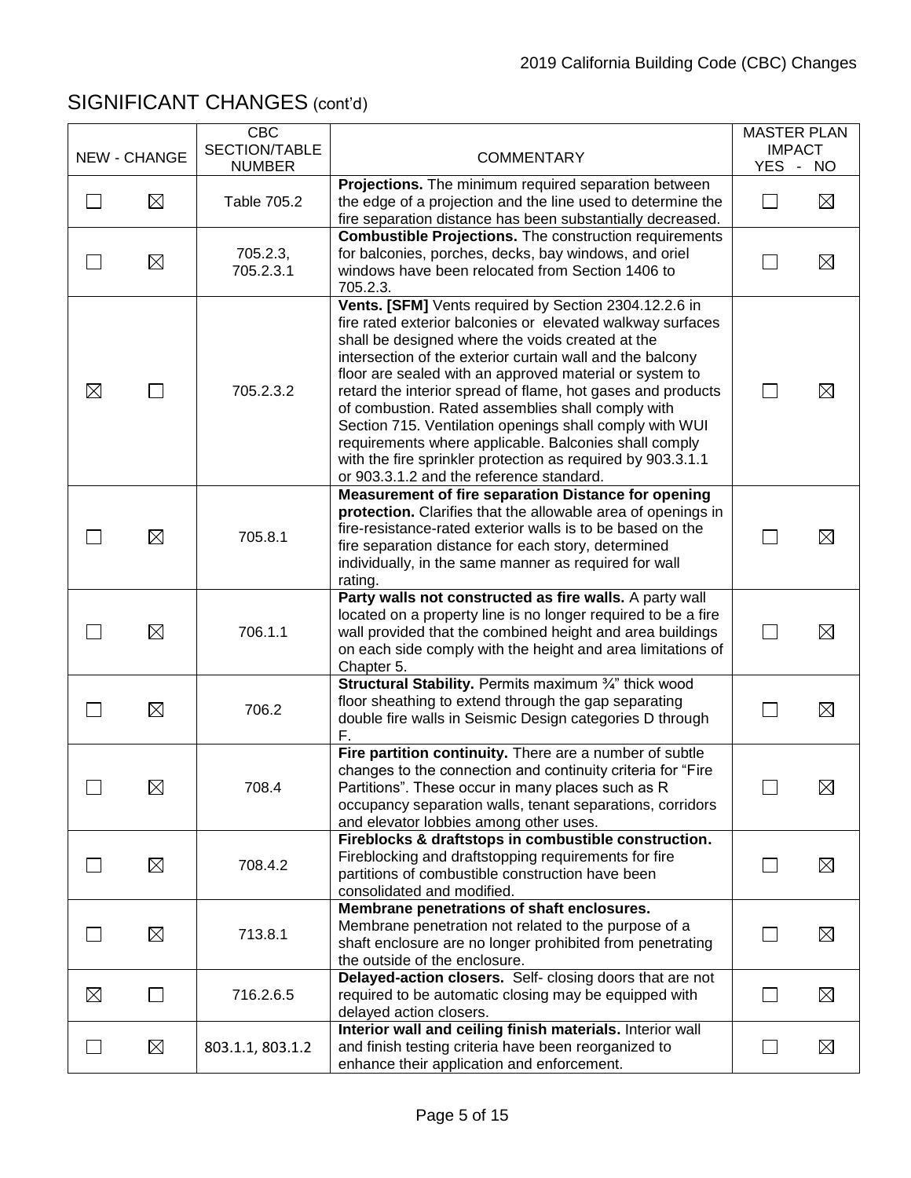## SIGNIFICANT CHANGES (cont'd)

| NEW | CHANGE | CBC SECTION/TABLE NUMBER | COMMENTARY | MASTER PLAN IMPACT YES | NO |
|---|---|---|---|---|---|
| ☐ | ☒ | Table 705.2 | **Projections.** The minimum required separation between the edge of a projection and the line used to determine the fire separation distance has been substantially decreased. | ☐ | ☒ |
| ☐ | ☒ | 705.2.3, 705.2.3.1 | **Combustible Projections.** The construction requirements for balconies, porches, decks, bay windows, and oriel windows have been relocated from Section 1406 to 705.2.3. | ☐ | ☒ |
| ☒ | ☐ | 705.2.3.2 | **Vents. [SFM]** Vents required by Section 2304.12.2.6 in fire rated exterior balconies or elevated walkway surfaces shall be designed where the voids created at the intersection of the exterior curtain wall and the balcony floor are sealed with an approved material or system to retard the interior spread of flame, hot gases and products of combustion. Rated assemblies shall comply with Section 715. Ventilation openings shall comply with WUI requirements where applicable. Balconies shall comply with the fire sprinkler protection as required by 903.3.1.1 or 903.3.1.2 and the reference standard. | ☐ | ☒ |
| ☐ | ☒ | 705.8.1 | **Measurement of fire separation Distance for opening protection.** Clarifies that the allowable area of openings in fire-resistance-rated exterior walls is to be based on the fire separation distance for each story, determined individually, in the same manner as required for wall rating. | ☐ | ☒ |
| ☐ | ☒ | 706.1.1 | **Party walls not constructed as fire walls.** A party wall located on a property line is no longer required to be a fire wall provided that the combined height and area buildings on each side comply with the height and area limitations of Chapter 5. | ☐ | ☒ |
| ☐ | ☒ | 706.2 | **Structural Stability.** Permits maximum ¾" thick wood floor sheathing to extend through the gap separating double fire walls in Seismic Design categories D through F. | ☐ | ☒ |
| ☐ | ☒ | 708.4 | **Fire partition continuity.** There are a number of subtle changes to the connection and continuity criteria for "Fire Partitions". These occur in many places such as R occupancy separation walls, tenant separations, corridors and elevator lobbies among other uses. | ☐ | ☒ |
| ☐ | ☒ | 708.4.2 | **Fireblocks & draftstops in combustible construction.** Fireblocking and draftstopping requirements for fire partitions of combustible construction have been consolidated and modified. | ☐ | ☒ |
| ☐ | ☒ | 713.8.1 | **Membrane penetrations of shaft enclosures.** Membrane penetration not related to the purpose of a shaft enclosure are no longer prohibited from penetrating the outside of the enclosure. | ☐ | ☒ |
| ☒ | ☐ | 716.2.6.5 | **Delayed-action closers.** Self- closing doors that are not required to be automatic closing may be equipped with delayed action closers. | ☐ | ☒ |
| ☐ | ☒ | 803.1.1, 803.1.2 | **Interior wall and ceiling finish materials.** Interior wall and finish testing criteria have been reorganized to enhance their application and enforcement. | ☐ | ☒ |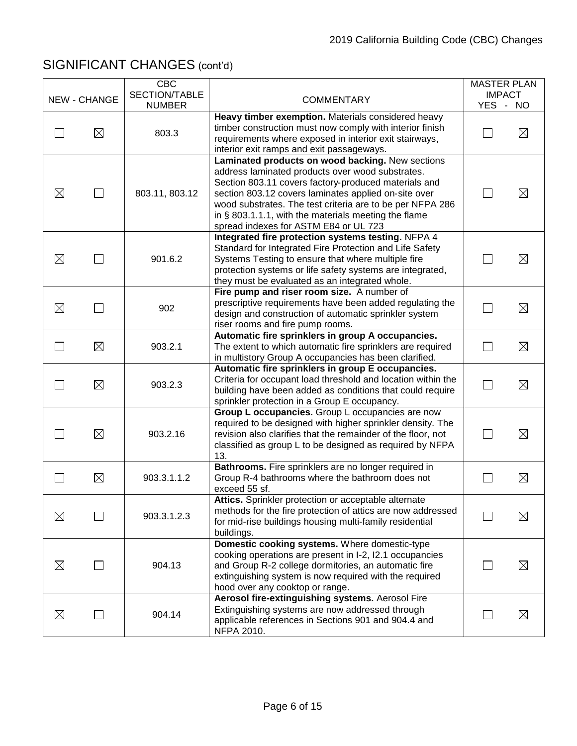## SIGNIFICANT CHANGES (cont'd)

| NEW | CHANGE | CBC SECTION/TABLE NUMBER | COMMENTARY | MASTER PLAN IMPACT YES | NO |
|---|---|---|---|---|---|
| ☐ | ☒ | 803.3 | **Heavy timber exemption.** Materials considered heavy timber construction must now comply with interior finish requirements where exposed in interior exit stairways, interior exit ramps and exit passageways. | ☐ | ☒ |
| ☒ | ☐ | 803.11, 803.12 | **Laminated products on wood backing.** New sections address laminated products over wood substrates. Section 803.11 covers factory-produced materials and section 803.12 covers laminates applied on-site over wood substrates. The test criteria are to be per NFPA 286 in § 803.1.1.1, with the materials meeting the flame spread indexes for ASTM E84 or UL 723 | ☐ | ☒ |
| ☒ | ☐ | 901.6.2 | **Integrated fire protection systems testing.** NFPA 4 Standard for Integrated Fire Protection and Life Safety Systems Testing to ensure that where multiple fire protection systems or life safety systems are integrated, they must be evaluated as an integrated whole. | ☐ | ☒ |
| ☒ | ☐ | 902 | **Fire pump and riser room size.** A number of prescriptive requirements have been added regulating the design and construction of automatic sprinkler system riser rooms and fire pump rooms. | ☐ | ☒ |
| ☐ | ☒ | 903.2.1 | **Automatic fire sprinklers in group A occupancies.** The extent to which automatic fire sprinklers are required in multistory Group A occupancies has been clarified. | ☐ | ☒ |
| ☐ | ☒ | 903.2.3 | **Automatic fire sprinklers in group E occupancies.** Criteria for occupant load threshold and location within the building have been added as conditions that could require sprinkler protection in a Group E occupancy. | ☐ | ☒ |
| ☐ | ☒ | 903.2.16 | **Group L occupancies.** Group L occupancies are now required to be designed with higher sprinkler density. The revision also clarifies that the remainder of the floor, not classified as group L to be designed as required by NFPA 13. | ☐ | ☒ |
| ☐ | ☒ | 903.3.1.1.2 | **Bathrooms.** Fire sprinklers are no longer required in Group R-4 bathrooms where the bathroom does not exceed 55 sf. | ☐ | ☒ |
| ☒ | ☐ | 903.3.1.2.3 | **Attics.** Sprinkler protection or acceptable alternate methods for the fire protection of attics are now addressed for mid-rise buildings housing multi-family residential buildings. | ☐ | ☒ |
| ☒ | ☐ | 904.13 | **Domestic cooking systems.** Where domestic-type cooking operations are present in I-2, I2.1 occupancies and Group R-2 college dormitories, an automatic fire extinguishing system is now required with the required hood over any cooktop or range. | ☐ | ☒ |
| ☒ | ☐ | 904.14 | **Aerosol fire-extinguishing systems.** Aerosol Fire Extinguishing systems are now addressed through applicable references in Sections 901 and 904.4 and NFPA 2010. | ☐ | ☒ |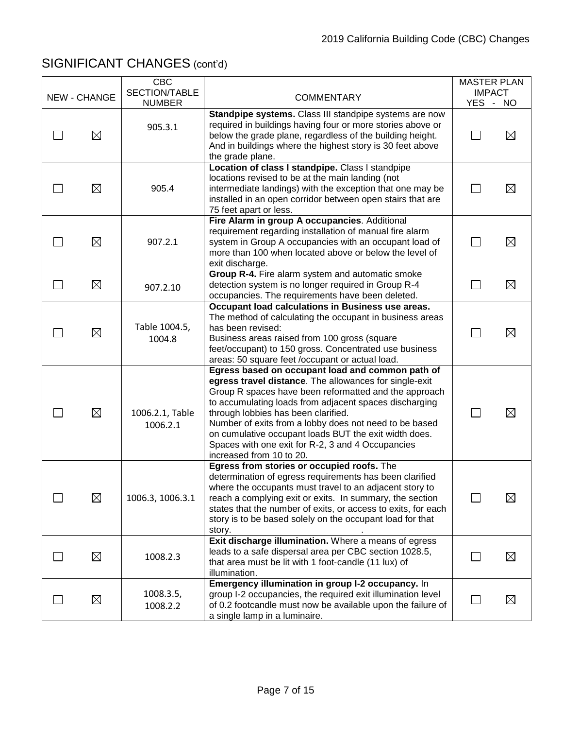## SIGNIFICANT CHANGES (cont'd)

| NEW | CHANGE | CBC SECTION/TABLE NUMBER | COMMENTARY | MASTER PLAN IMPACT YES | NO |
|---|---|---|---|---|---|
| ☐ | ☒ | 905.3.1 | **Standpipe systems.** Class III standpipe systems are now required in buildings having four or more stories above or below the grade plane, regardless of the building height. And in buildings where the highest story is 30 feet above the grade plane. | ☐ | ☒ |
| ☐ | ☒ | 905.4 | **Location of class I standpipe.** Class I standpipe locations revised to be at the main landing (not intermediate landings) with the exception that one may be installed in an open corridor between open stairs that are 75 feet apart or less. | ☐ | ☒ |
| ☐ | ☒ | 907.2.1 | **Fire Alarm in group A occupancies**. Additional requirement regarding installation of manual fire alarm system in Group A occupancies with an occupant load of more than 100 when located above or below the level of exit discharge. | ☐ | ☒ |
| ☐ | ☒ | 907.2.10 | **Group R-4.** Fire alarm system and automatic smoke detection system is no longer required in Group R-4 occupancies. The requirements have been deleted. | ☐ | ☒ |
| ☐ | ☒ | Table 1004.5, 1004.8 | **Occupant load calculations in Business use areas.** The method of calculating the occupant in business areas has been revised:<br>Business areas raised from 100 gross (square feet/occupant) to 150 gross. Concentrated use business areas: 50 square feet /occupant or actual load. | ☐ | ☒ |
| ☐ | ☒ | 1006.2.1, Table 1006.2.1 | **Egress based on occupant load and common path of egress travel distance**. The allowances for single-exit Group R spaces have been reformatted and the approach to accumulating loads from adjacent spaces discharging through lobbies has been clarified.<br>Number of exits from a lobby does not need to be based on cumulative occupant loads BUT the exit width does. Spaces with one exit for R-2, 3 and 4 Occupancies increased from 10 to 20. | ☐ | ☒ |
| ☐ | ☒ | 1006.3, 1006.3.1 | **Egress from stories or occupied roofs.** The determination of egress requirements has been clarified where the occupants must travel to an adjacent story to reach a complying exit or exits. In summary, the section states that the number of exits, or access to exits, for each story is to be based solely on the occupant load for that story. . | ☐ | ☒ |
| ☐ | ☒ | 1008.2.3 | **Exit discharge illumination.** Where a means of egress leads to a safe dispersal area per CBC section 1028.5, that area must be lit with 1 foot-candle (11 lux) of illumination. | ☐ | ☒ |
| ☐ | ☒ | 1008.3.5, 1008.2.2 | **Emergency illumination in group I-2 occupancy.** In group I-2 occupancies, the required exit illumination level of 0.2 footcandle must now be available upon the failure of a single lamp in a luminaire. | ☐ | ☒ |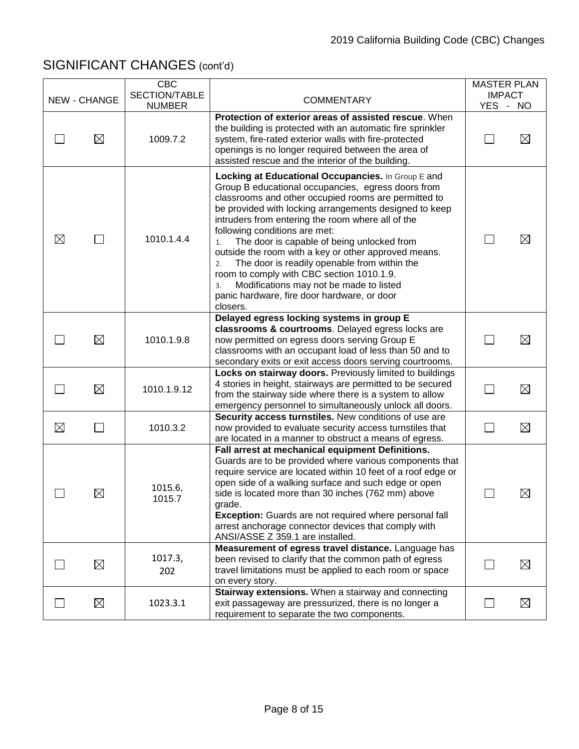## SIGNIFICANT CHANGES (cont'd)

| NEW | CHANGE | CBC SECTION/TABLE NUMBER | COMMENTARY | MASTER PLAN IMPACT YES | NO |
|---|---|---|---|---|---|
| ☐ | ☒ | 1009.7.2 | **Protection of exterior areas of assisted rescue**. When the building is protected with an automatic fire sprinkler system, fire-rated exterior walls with fire-protected openings is no longer required between the area of assisted rescue and the interior of the building. | ☐ | ☒ |
| ☒ | ☐ | 1010.1.4.4 | **Locking at Educational Occupancies.** In Group E and Group B educational occupancies, egress doors from classrooms and other occupied rooms are permitted to be provided with locking arrangements designed to keep intruders from entering the room where all of the following conditions are met: 1. The door is capable of being unlocked from outside the room with a key or other approved means. 2. The door is readily openable from within the room to comply with CBC section 1010.1.9. 3. Modifications may not be made to listed panic hardware, fire door hardware, or door closers. | ☐ | ☒ |
| ☐ | ☒ | 1010.1.9.8 | **Delayed egress locking systems in group E classrooms & courtrooms**. Delayed egress locks are now permitted on egress doors serving Group E classrooms with an occupant load of less than 50 and to secondary exits or exit access doors serving courtrooms. | ☐ | ☒ |
| ☐ | ☒ | 1010.1.9.12 | **Locks on stairway doors.** Previously limited to buildings 4 stories in height, stairways are permitted to be secured from the stairway side where there is a system to allow emergency personnel to simultaneously unlock all doors. | ☐ | ☒ |
| ☒ | ☐ | 1010.3.2 | **Security access turnstiles.** New conditions of use are now provided to evaluate security access turnstiles that are located in a manner to obstruct a means of egress. | ☐ | ☒ |
| ☐ | ☒ | 1015.6, 1015.7 | **Fall arrest at mechanical equipment Definitions.** Guards are to be provided where various components that require service are located within 10 feet of a roof edge or open side of a walking surface and such edge or open side is located more than 30 inches (762 mm) above grade. **Exception:** Guards are not required where personal fall arrest anchorage connector devices that comply with ANSI/ASSE Z 359.1 are installed. | ☐ | ☒ |
| ☐ | ☒ | 1017.3, 202 | **Measurement of egress travel distance.** Language has been revised to clarify that the common path of egress travel limitations must be applied to each room or space on every story. | ☐ | ☒ |
| ☐ | ☒ | 1023.3.1 | **Stairway extensions.** When a stairway and connecting exit passageway are pressurized, there is no longer a requirement to separate the two components. | ☐ | ☒ |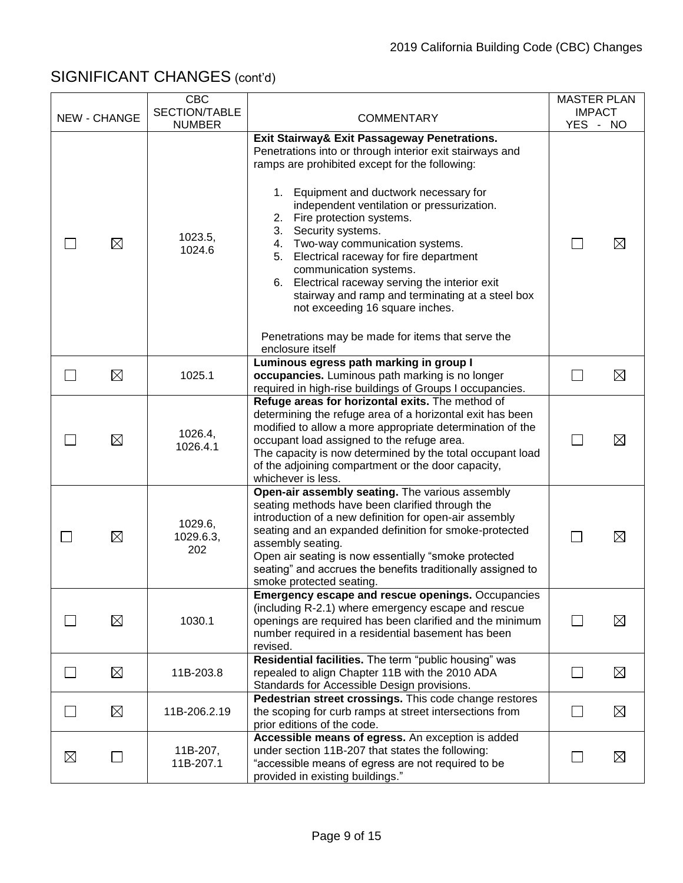## SIGNIFICANT CHANGES (cont'd)

| NEW | CHANGE | CBC SECTION/TABLE NUMBER | COMMENTARY | MASTER PLAN IMPACT YES | NO |
|---|---|---|---|---|---|
| ☐ | ☒ | 1023.5, 1024.6 | **Exit Stairway& Exit Passageway Penetrations.** Penetrations into or through interior exit stairways and ramps are prohibited except for the following:<br><br>1. Equipment and ductwork necessary for independent ventilation or pressurization.<br>2. Fire protection systems.<br>3. Security systems.<br>4. Two-way communication systems.<br>5. Electrical raceway for fire department communication systems.<br>6. Electrical raceway serving the interior exit stairway and ramp and terminating at a steel box not exceeding 16 square inches.<br><br>Penetrations may be made for items that serve the enclosure itself | ☐ | ☒ |
| ☐ | ☒ | 1025.1 | **Luminous egress path marking in group I occupancies.** Luminous path marking is no longer required in high-rise buildings of Groups I occupancies. | ☐ | ☒ |
| ☐ | ☒ | 1026.4, 1026.4.1 | **Refuge areas for horizontal exits.** The method of determining the refuge area of a horizontal exit has been modified to allow a more appropriate determination of the occupant load assigned to the refuge area.<br>The capacity is now determined by the total occupant load of the adjoining compartment or the door capacity, whichever is less. | ☐ | ☒ |
| ☐ | ☒ | 1029.6, 1029.6.3, 202 | **Open-air assembly seating.** The various assembly seating methods have been clarified through the introduction of a new definition for open-air assembly seating and an expanded definition for smoke-protected assembly seating.<br>Open air seating is now essentially "smoke protected seating" and accrues the benefits traditionally assigned to smoke protected seating. | ☐ | ☒ |
| ☐ | ☒ | 1030.1 | **Emergency escape and rescue openings.** Occupancies (including R-2.1) where emergency escape and rescue openings are required has been clarified and the minimum number required in a residential basement has been revised. | ☐ | ☒ |
| ☐ | ☒ | 11B-203.8 | **Residential facilities.** The term "public housing" was repealed to align Chapter 11B with the 2010 ADA Standards for Accessible Design provisions. | ☐ | ☒ |
| ☐ | ☒ | 11B-206.2.19 | **Pedestrian street crossings.** This code change restores the scoping for curb ramps at street intersections from prior editions of the code. | ☐ | ☒ |
| ☒ | ☐ | 11B-207, 11B-207.1 | **Accessible means of egress.** An exception is added under section 11B-207 that states the following: "accessible means of egress are not required to be provided in existing buildings." | ☐ | ☒ |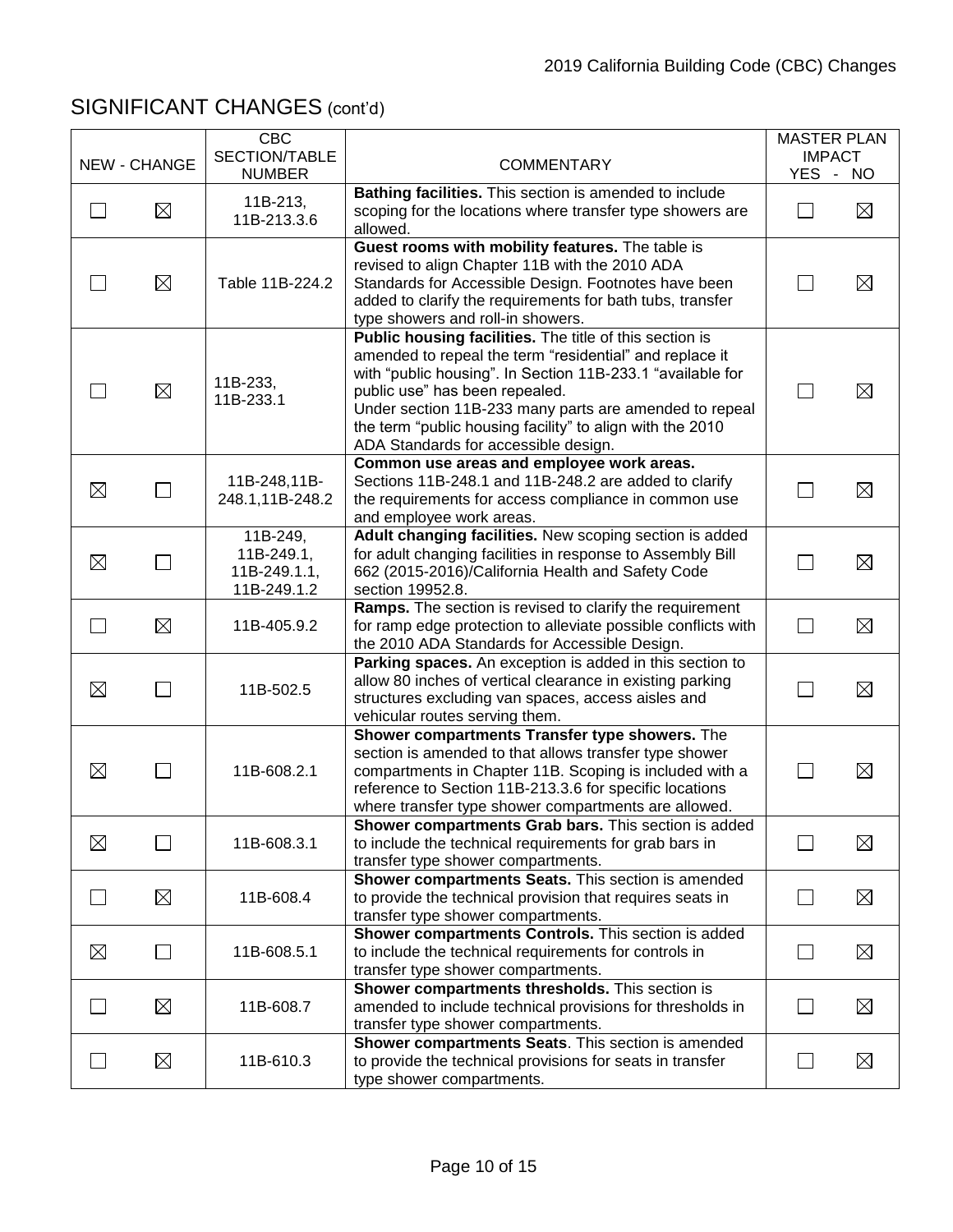## SIGNIFICANT CHANGES (cont'd)

| NEW | CHANGE | CBC SECTION/TABLE NUMBER | COMMENTARY | MASTER PLAN IMPACT YES | NO |
|---|---|---|---|---|---|
| ☐ | ☒ | 11B-213, 11B-213.3.6 | **Bathing facilities.** This section is amended to include scoping for the locations where transfer type showers are allowed. | ☐ | ☒ |
| ☐ | ☒ | Table 11B-224.2 | **Guest rooms with mobility features.** The table is revised to align Chapter 11B with the 2010 ADA Standards for Accessible Design. Footnotes have been added to clarify the requirements for bath tubs, transfer type showers and roll-in showers. | ☐ | ☒ |
| ☐ | ☒ | 11B-233, 11B-233.1 | **Public housing facilities.** The title of this section is amended to repeal the term "residential" and replace it with "public housing". In Section 11B-233.1 "available for public use" has been repealed. Under section 11B-233 many parts are amended to repeal the term "public housing facility" to align with the 2010 ADA Standards for accessible design. | ☐ | ☒ |
| ☒ | ☐ | 11B-248,11B-248.1,11B-248.2 | **Common use areas and employee work areas.** Sections 11B-248.1 and 11B-248.2 are added to clarify the requirements for access compliance in common use and employee work areas. | ☐ | ☒ |
| ☒ | ☐ | 11B-249, 11B-249.1, 11B-249.1.1, 11B-249.1.2 | **Adult changing facilities.** New scoping section is added for adult changing facilities in response to Assembly Bill 662 (2015-2016)/California Health and Safety Code section 19952.8. | ☐ | ☒ |
| ☐ | ☒ | 11B-405.9.2 | **Ramps.** The section is revised to clarify the requirement for ramp edge protection to alleviate possible conflicts with the 2010 ADA Standards for Accessible Design. | ☐ | ☒ |
| ☒ | ☐ | 11B-502.5 | **Parking spaces.** An exception is added in this section to allow 80 inches of vertical clearance in existing parking structures excluding van spaces, access aisles and vehicular routes serving them. | ☐ | ☒ |
| ☒ | ☐ | 11B-608.2.1 | **Shower compartments Transfer type showers.** The section is amended to that allows transfer type shower compartments in Chapter 11B. Scoping is included with a reference to Section 11B-213.3.6 for specific locations where transfer type shower compartments are allowed. | ☐ | ☒ |
| ☒ | ☐ | 11B-608.3.1 | **Shower compartments Grab bars.** This section is added to include the technical requirements for grab bars in transfer type shower compartments. | ☐ | ☒ |
| ☐ | ☒ | 11B-608.4 | **Shower compartments Seats.** This section is amended to provide the technical provision that requires seats in transfer type shower compartments. | ☐ | ☒ |
| ☒ | ☐ | 11B-608.5.1 | **Shower compartments Controls.** This section is added to include the technical requirements for controls in transfer type shower compartments. | ☐ | ☒ |
| ☐ | ☒ | 11B-608.7 | **Shower compartments thresholds.** This section is amended to include technical provisions for thresholds in transfer type shower compartments. | ☐ | ☒ |
| ☐ | ☒ | 11B-610.3 | **Shower compartments Seats**. This section is amended to provide the technical provisions for seats in transfer type shower compartments. | ☐ | ☒ |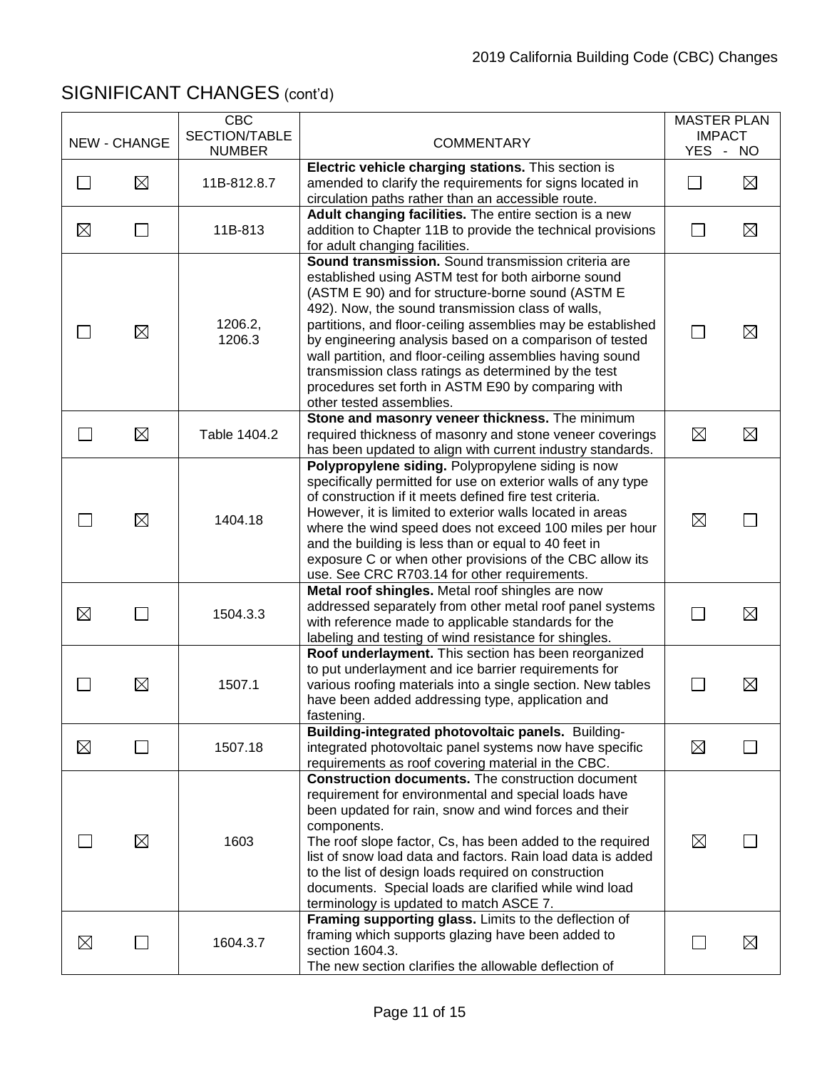## SIGNIFICANT CHANGES (cont'd)

| NEW | CHANGE | CBC SECTION/TABLE NUMBER | COMMENTARY | MASTER PLAN IMPACT YES | NO |
|---|---|---|---|---|---|
| ☐ | ☒ | 11B-812.8.7 | **Electric vehicle charging stations.** This section is amended to clarify the requirements for signs located in circulation paths rather than an accessible route. | ☐ | ☒ |
| ☒ | ☐ | 11B-813 | **Adult changing facilities.** The entire section is a new addition to Chapter 11B to provide the technical provisions for adult changing facilities. | ☐ | ☒ |
| ☐ | ☒ | 1206.2, 1206.3 | **Sound transmission.** Sound transmission criteria are established using ASTM test for both airborne sound (ASTM E 90) and for structure-borne sound (ASTM E 492). Now, the sound transmission class of walls, partitions, and floor-ceiling assemblies may be established by engineering analysis based on a comparison of tested wall partition, and floor-ceiling assemblies having sound transmission class ratings as determined by the test procedures set forth in ASTM E90 by comparing with other tested assemblies. | ☐ | ☒ |
| ☐ | ☒ | Table 1404.2 | **Stone and masonry veneer thickness.** The minimum required thickness of masonry and stone veneer coverings has been updated to align with current industry standards. | ☒ | ☒ |
| ☐ | ☒ | 1404.18 | **Polypropylene siding.** Polypropylene siding is now specifically permitted for use on exterior walls of any type of construction if it meets defined fire test criteria. However, it is limited to exterior walls located in areas where the wind speed does not exceed 100 miles per hour and the building is less than or equal to 40 feet in exposure C or when other provisions of the CBC allow its use. See CRC R703.14 for other requirements. | ☒ | ☐ |
| ☒ | ☐ | 1504.3.3 | **Metal roof shingles.** Metal roof shingles are now addressed separately from other metal roof panel systems with reference made to applicable standards for the labeling and testing of wind resistance for shingles. | ☐ | ☒ |
| ☐ | ☒ | 1507.1 | **Roof underlayment.** This section has been reorganized to put underlayment and ice barrier requirements for various roofing materials into a single section. New tables have been added addressing type, application and fastening. | ☐ | ☒ |
| ☒ | ☐ | 1507.18 | **Building-integrated photovoltaic panels.** Building-integrated photovoltaic panel systems now have specific requirements as roof covering material in the CBC. | ☒ | ☐ |
| ☐ | ☒ | 1603 | **Construction documents.** The construction document requirement for environmental and special loads have been updated for rain, snow and wind forces and their components.<br>The roof slope factor, Cs, has been added to the required list of snow load data and factors. Rain load data is added to the list of design loads required on construction documents. Special loads are clarified while wind load terminology is updated to match ASCE 7. | ☒ | ☐ |
| ☒ | ☐ | 1604.3.7 | **Framing supporting glass.** Limits to the deflection of framing which supports glazing have been added to section 1604.3.<br>The new section clarifies the allowable deflection of | ☐ | ☒ |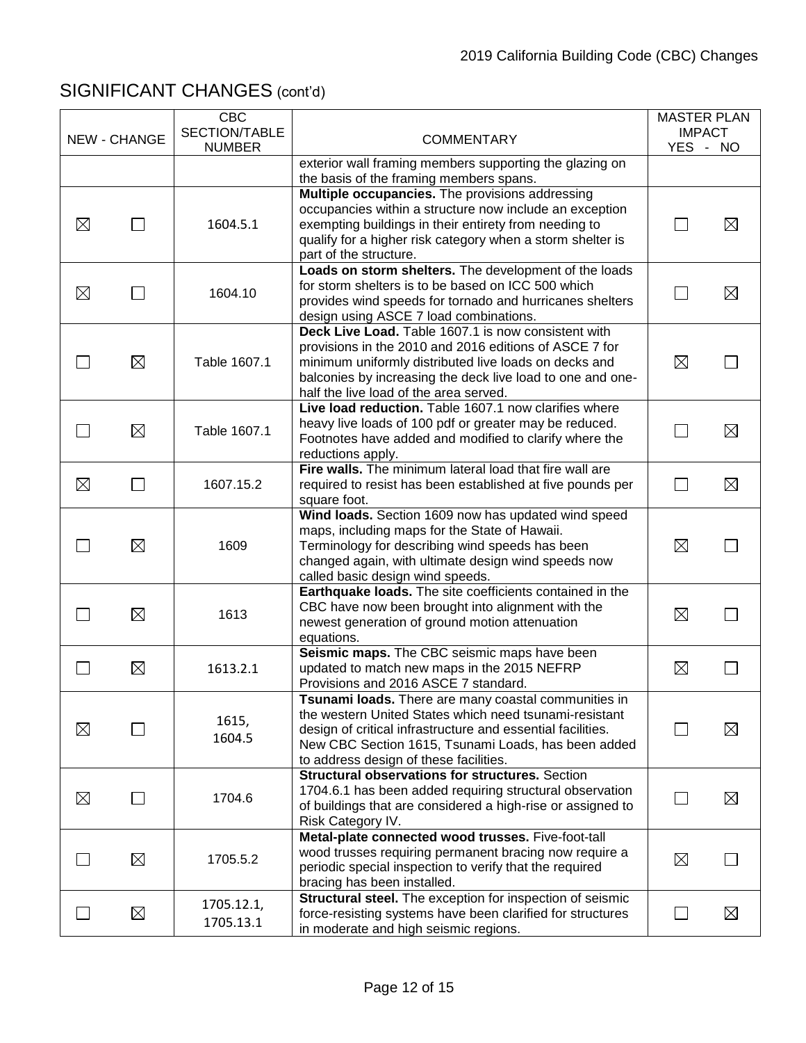## SIGNIFICANT CHANGES (cont'd)

| NEW | CHANGE | CBC SECTION/TABLE NUMBER | COMMENTARY | MASTER PLAN IMPACT YES | NO |
|---|---|---|---|---|---|
| | | | exterior wall framing members supporting the glazing on the basis of the framing members spans. | | |
| ☒ | ☐ | 1604.5.1 | **Multiple occupancies.** The provisions addressing occupancies within a structure now include an exception exempting buildings in their entirety from needing to qualify for a higher risk category when a storm shelter is part of the structure. | ☐ | ☒ |
| ☒ | ☐ | 1604.10 | **Loads on storm shelters.** The development of the loads for storm shelters is to be based on ICC 500 which provides wind speeds for tornado and hurricanes shelters design using ASCE 7 load combinations. | ☐ | ☒ |
| ☐ | ☒ | Table 1607.1 | **Deck Live Load.** Table 1607.1 is now consistent with provisions in the 2010 and 2016 editions of ASCE 7 for minimum uniformly distributed live loads on decks and balconies by increasing the deck live load to one and one-half the live load of the area served. | ☒ | ☐ |
| ☐ | ☒ | Table 1607.1 | **Live load reduction.** Table 1607.1 now clarifies where heavy live loads of 100 pdf or greater may be reduced. Footnotes have added and modified to clarify where the reductions apply. | ☐ | ☒ |
| ☒ | ☐ | 1607.15.2 | **Fire walls.** The minimum lateral load that fire wall are required to resist has been established at five pounds per square foot. | ☐ | ☒ |
| ☐ | ☒ | 1609 | **Wind loads.** Section 1609 now has updated wind speed maps, including maps for the State of Hawaii. Terminology for describing wind speeds has been changed again, with ultimate design wind speeds now called basic design wind speeds. | ☒ | ☐ |
| ☐ | ☒ | 1613 | **Earthquake loads.** The site coefficients contained in the CBC have now been brought into alignment with the newest generation of ground motion attenuation equations. | ☒ | ☐ |
| ☐ | ☒ | 1613.2.1 | **Seismic maps.** The CBC seismic maps have been updated to match new maps in the 2015 NEFRP Provisions and 2016 ASCE 7 standard. | ☒ | ☐ |
| ☒ | ☐ | 1615, 1604.5 | **Tsunami loads.** There are many coastal communities in the western United States which need tsunami-resistant design of critical infrastructure and essential facilities. New CBC Section 1615, Tsunami Loads, has been added to address design of these facilities. | ☐ | ☒ |
| ☒ | ☐ | 1704.6 | **Structural observations for structures.** Section 1704.6.1 has been added requiring structural observation of buildings that are considered a high-rise or assigned to Risk Category IV. | ☐ | ☒ |
| ☐ | ☒ | 1705.5.2 | **Metal-plate connected wood trusses.** Five-foot-tall wood trusses requiring permanent bracing now require a periodic special inspection to verify that the required bracing has been installed. | ☒ | ☐ |
| ☐ | ☒ | 1705.12.1, 1705.13.1 | **Structural steel.** The exception for inspection of seismic force-resisting systems have been clarified for structures in moderate and high seismic regions. | ☐ | ☒ |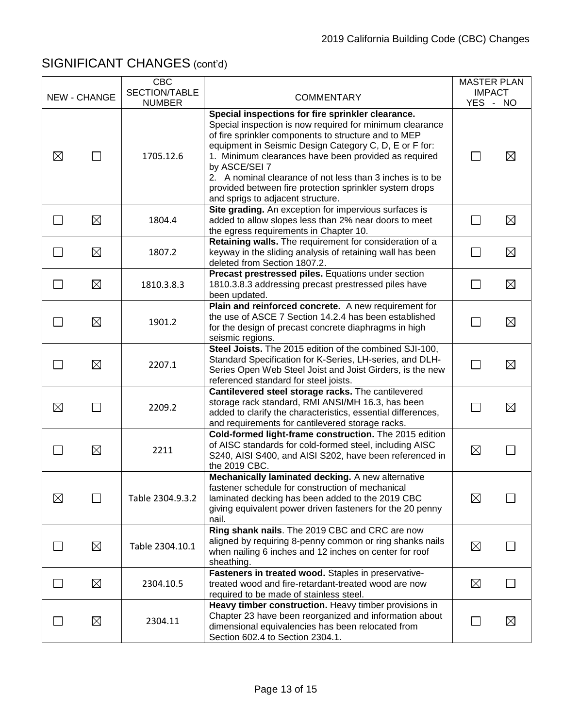## SIGNIFICANT CHANGES (cont'd)

| NEW | CHANGE | CBC SECTION/TABLE NUMBER | COMMENTARY | MASTER PLAN IMPACT YES | NO |
|---|---|---|---|---|---|
| ☒ | ☐ | 1705.12.6 | **Special inspections for fire sprinkler clearance.** Special inspection is now required for minimum clearance of fire sprinkler components to structure and to MEP equipment in Seismic Design Category C, D, E or F for: 1. Minimum clearances have been provided as required by ASCE/SEI 7 2. A nominal clearance of not less than 3 inches is to be provided between fire protection sprinkler system drops and sprigs to adjacent structure. | ☐ | ☒ |
| ☐ | ☒ | 1804.4 | **Site grading.** An exception for impervious surfaces is added to allow slopes less than 2% near doors to meet the egress requirements in Chapter 10. | ☐ | ☒ |
| ☐ | ☒ | 1807.2 | **Retaining walls.** The requirement for consideration of a keyway in the sliding analysis of retaining wall has been deleted from Section 1807.2. | ☐ | ☒ |
| ☐ | ☒ | 1810.3.8.3 | **Precast prestressed piles.** Equations under section 1810.3.8.3 addressing precast prestressed piles have been updated. | ☐ | ☒ |
| ☐ | ☒ | 1901.2 | **Plain and reinforced concrete.** A new requirement for the use of ASCE 7 Section 14.2.4 has been established for the design of precast concrete diaphragms in high seismic regions. | ☐ | ☒ |
| ☐ | ☒ | 2207.1 | **Steel Joists.** The 2015 edition of the combined SJI-100, Standard Specification for K-Series, LH-series, and DLH-Series Open Web Steel Joist and Joist Girders, is the new referenced standard for steel joists. | ☐ | ☒ |
| ☒ | ☐ | 2209.2 | **Cantilevered steel storage racks.** The cantilevered storage rack standard, RMI ANSI/MH 16.3, has been added to clarify the characteristics, essential differences, and requirements for cantilevered storage racks. | ☐ | ☒ |
| ☐ | ☒ | 2211 | **Cold-formed light-frame construction.** The 2015 edition of AISC standards for cold-formed steel, including AISC S240, AISI S400, and AISI S202, have been referenced in the 2019 CBC. | ☒ | ☐ |
| ☒ | ☐ | Table 2304.9.3.2 | **Mechanically laminated decking.** A new alternative fastener schedule for construction of mechanical laminated decking has been added to the 2019 CBC giving equivalent power driven fasteners for the 20 penny nail. | ☒ | ☐ |
| ☐ | ☒ | Table 2304.10.1 | **Ring shank nails**. The 2019 CBC and CRC are now aligned by requiring 8-penny common or ring shanks nails when nailing 6 inches and 12 inches on center for roof sheathing. | ☒ | ☐ |
| ☐ | ☒ | 2304.10.5 | **Fasteners in treated wood.** Staples in preservative-treated wood and fire-retardant-treated wood are now required to be made of stainless steel. | ☒ | ☐ |
| ☐ | ☒ | 2304.11 | **Heavy timber construction.** Heavy timber provisions in Chapter 23 have been reorganized and information about dimensional equivalencies has been relocated from Section 602.4 to Section 2304.1. | ☐ | ☒ |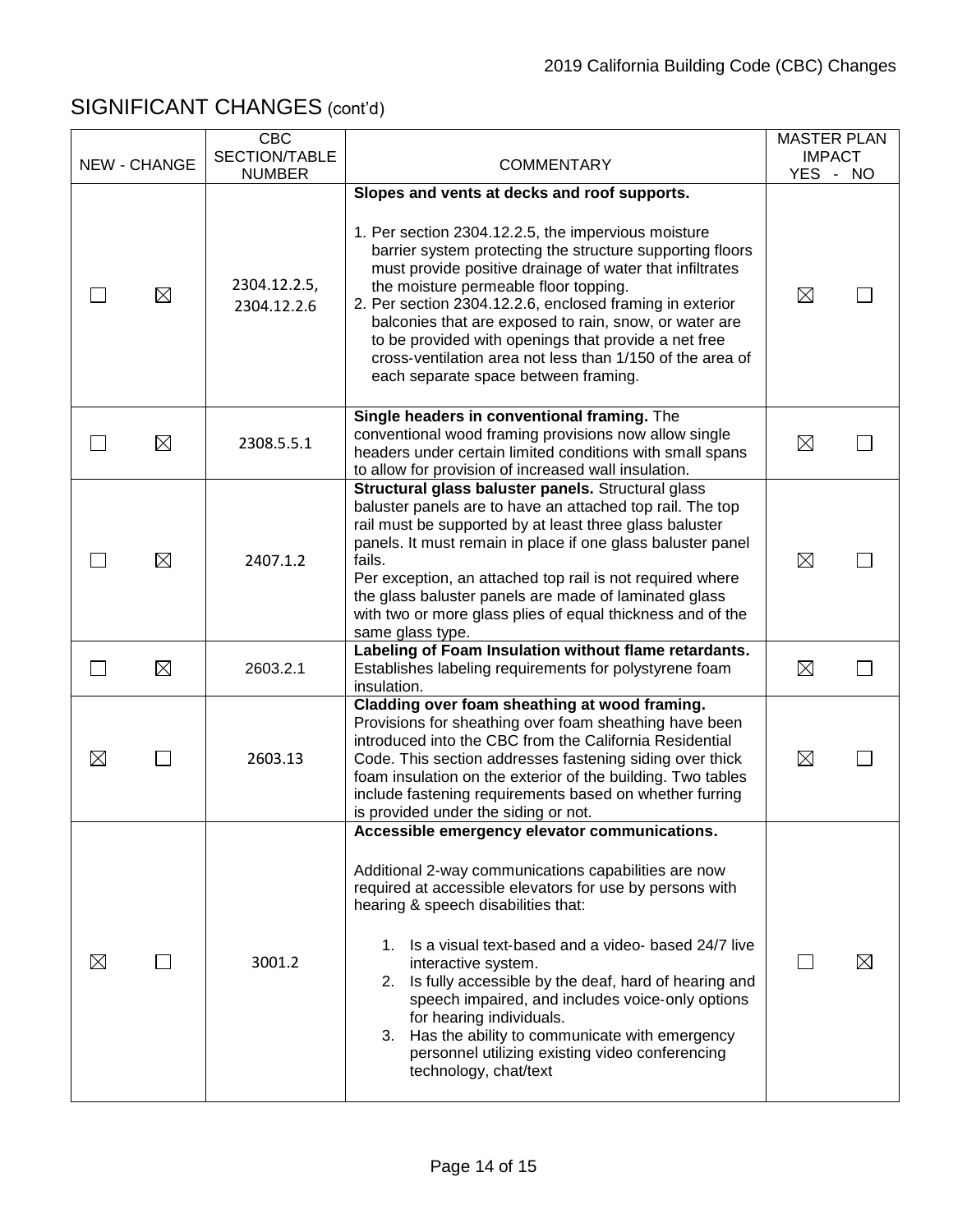## SIGNIFICANT CHANGES (cont'd)

| NEW | CHANGE | CBC SECTION/TABLE NUMBER | COMMENTARY | MASTER PLAN IMPACT YES | NO |
|---|---|---|---|---|---|
| ☐ | ☒ | 2304.12.2.5, 2304.12.2.6 | **Slopes and vents at decks and roof supports.**<br><br>1. Per section 2304.12.2.5, the impervious moisture barrier system protecting the structure supporting floors must provide positive drainage of water that infiltrates the moisture permeable floor topping.<br>2. Per section 2304.12.2.6, enclosed framing in exterior balconies that are exposed to rain, snow, or water are to be provided with openings that provide a net free cross-ventilation area not less than 1/150 of the area of each separate space between framing. | ☒ | ☐ |
| ☐ | ☒ | 2308.5.5.1 | **Single headers in conventional framing.** The conventional wood framing provisions now allow single headers under certain limited conditions with small spans to allow for provision of increased wall insulation. | ☒ | ☐ |
| ☐ | ☒ | 2407.1.2 | **Structural glass baluster panels.** Structural glass baluster panels are to have an attached top rail. The top rail must be supported by at least three glass baluster panels. It must remain in place if one glass baluster panel fails.<br>Per exception, an attached top rail is not required where the glass baluster panels are made of laminated glass with two or more glass plies of equal thickness and of the same glass type. | ☒ | ☐ |
| ☐ | ☒ | 2603.2.1 | **Labeling of Foam Insulation without flame retardants.** Establishes labeling requirements for polystyrene foam insulation. | ☒ | ☐ |
| ☒ | ☐ | 2603.13 | **Cladding over foam sheathing at wood framing.** Provisions for sheathing over foam sheathing have been introduced into the CBC from the California Residential Code. This section addresses fastening siding over thick foam insulation on the exterior of the building. Two tables include fastening requirements based on whether furring is provided under the siding or not. | ☒ | ☐ |
| ☒ | ☐ | 3001.2 | **Accessible emergency elevator communications.**<br><br>Additional 2-way communications capabilities are now required at accessible elevators for use by persons with hearing & speech disabilities that:<br><br>1. Is a visual text-based and a video- based 24/7 live interactive system.<br>2. Is fully accessible by the deaf, hard of hearing and speech impaired, and includes voice-only options for hearing individuals.<br>3. Has the ability to communicate with emergency personnel utilizing existing video conferencing technology, chat/text | ☐ | ☒ |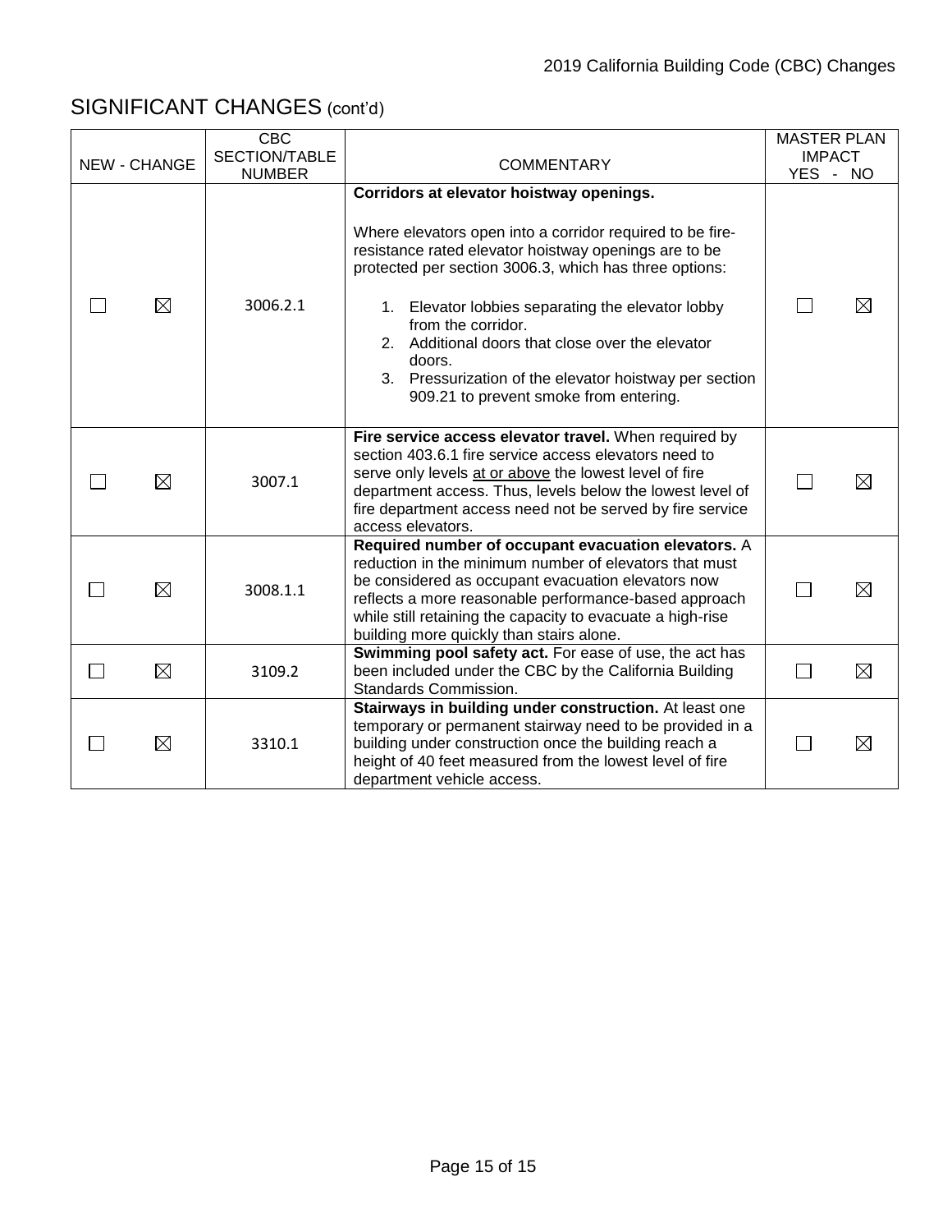## SIGNIFICANT CHANGES (cont'd)

| NEW | CHANGE | CBC SECTION/TABLE NUMBER | COMMENTARY | MASTER PLAN IMPACT YES | NO |
|---|---|---|---|---|---|
| ☐ | ☒ | 3006.2.1 | **Corridors at elevator hoistway openings.**<br><br>Where elevators open into a corridor required to be fire-resistance rated elevator hoistway openings are to be protected per section 3006.3, which has three options:<br><br>1. Elevator lobbies separating the elevator lobby from the corridor.<br>2. Additional doors that close over the elevator doors.<br>3. Pressurization of the elevator hoistway per section 909.21 to prevent smoke from entering. | ☐ | ☒ |
| ☐ | ☒ | 3007.1 | **Fire service access elevator travel.** When required by section 403.6.1 fire service access elevators need to serve only levels <u>at or above</u> the lowest level of fire department access. Thus, levels below the lowest level of fire department access need not be served by fire service access elevators. | ☐ | ☒ |
| ☐ | ☒ | 3008.1.1 | **Required number of occupant evacuation elevators.** A reduction in the minimum number of elevators that must be considered as occupant evacuation elevators now reflects a more reasonable performance-based approach while still retaining the capacity to evacuate a high-rise building more quickly than stairs alone. | ☐ | ☒ |
| ☐ | ☒ | 3109.2 | **Swimming pool safety act.** For ease of use, the act has been included under the CBC by the California Building Standards Commission. | ☐ | ☒ |
| ☐ | ☒ | 3310.1 | **Stairways in building under construction.** At least one temporary or permanent stairway need to be provided in a building under construction once the building reach a height of 40 feet measured from the lowest level of fire department vehicle access. | ☐ | ☒ |